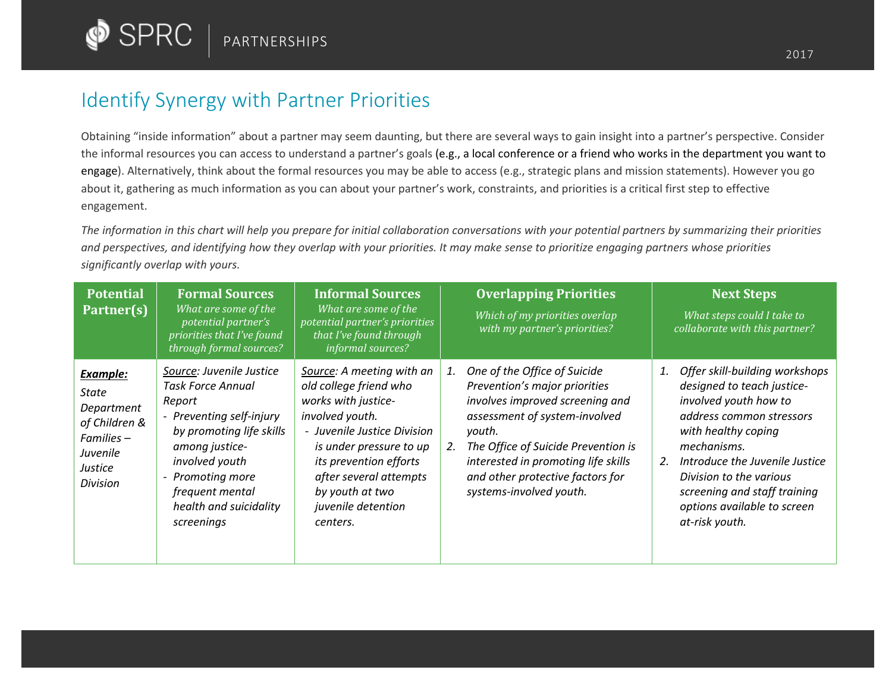# Identify Synergy with Partner Priorities

Obtaining "inside information" about a partner may seem daunting, but there are several ways to gain insight into a partner's perspective. Consider the informal resources you can access to understand a partner's goals (e.g., a local conference or a friend who works in the department you want to engage). Alternatively, think about the formal resources you may be able to access (e.g., strategic plans and mission statements). However you go about it, gathering as much information as you can about your partner's work, constraints, and priorities is a critical first step to effective engagement.

*The information in this chart will help you prepare for initial collaboration conversations with your potential partners by summarizing their priorities and perspectives, and identifying how they overlap with your priorities. It may make sense to prioritize engaging partners whose priorities significantly overlap with yours.*

| **Potential Partner(s)** | **Formal Sources** *What are some of the potential partner's priorities that I've found through formal sources?* | **Informal Sources** *What are some of the potential partner's priorities that I've found through informal sources?* | **Overlapping Priorities** *Which of my priorities overlap with my partner's priorities?* | **Next Steps** *What steps could I take to collaborate with this partner?* |
|---|---|---|---|---|
| ***Example:*** *State Department of Children & Families – Juvenile Justice Division* | *Source: Juvenile Justice Task Force Annual Report* <br> - *Preventing self-injury by promoting life skills among justice-involved youth* <br> - *Promoting more frequent mental health and suicidality screenings* | *Source: A meeting with an old college friend who works with justice-involved youth.* <br> - *Juvenile Justice Division is under pressure to up its prevention efforts after several attempts by youth at two juvenile detention centers.* | 1. *One of the Office of Suicide Prevention's major priorities involves improved screening and assessment of system-involved youth.* <br> 2. *The Office of Suicide Prevention is interested in promoting life skills and other protective factors for systems-involved youth.* | 1. *Offer skill-building workshops designed to teach justice-involved youth how to address common stressors with healthy coping mechanisms.* <br> 2. *Introduce the Juvenile Justice Division to the various screening and staff training options available to screen at-risk youth.* |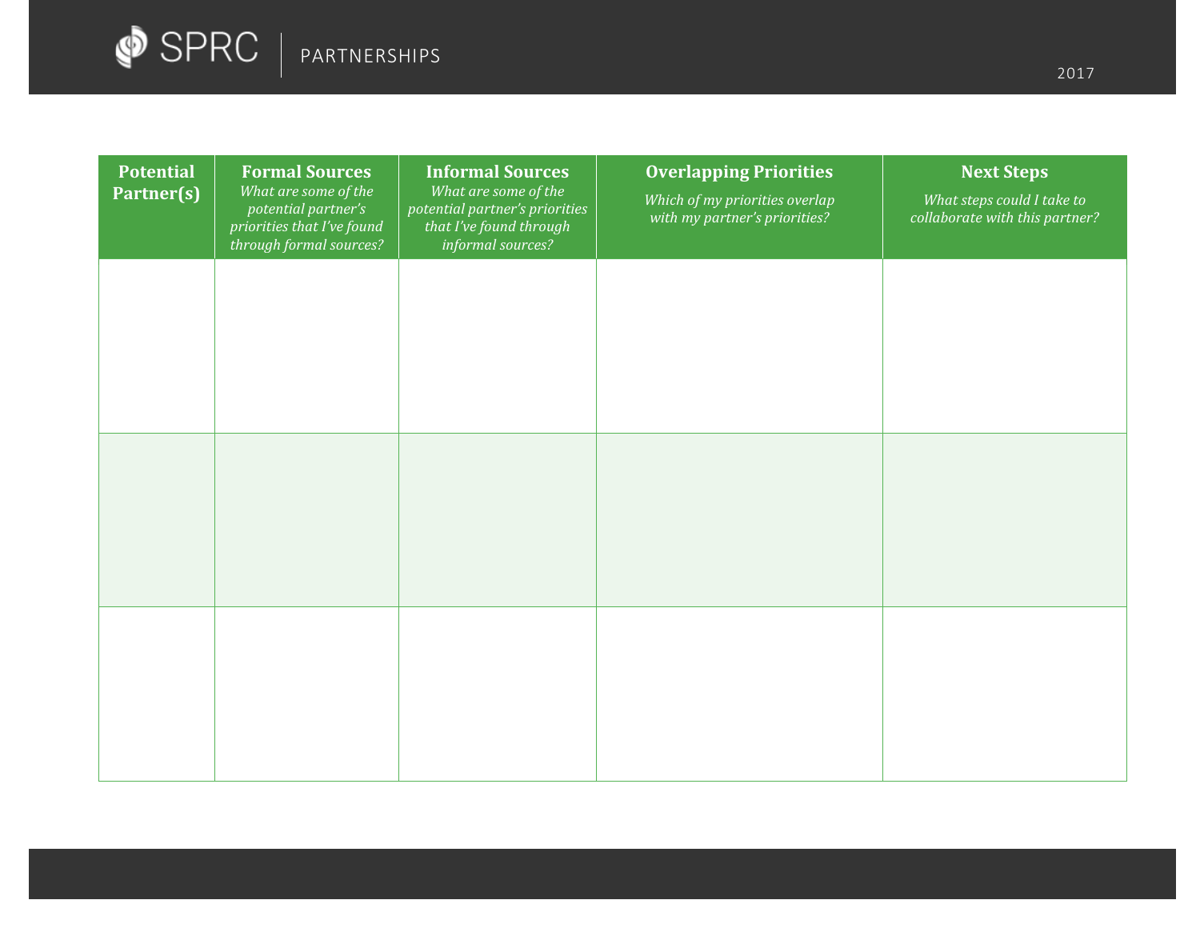| Potential Partner(s) | **Formal Sources** *What are some of the potential partner's priorities that I've found through formal sources?* | **Informal Sources** *What are some of the potential partner's priorities that I've found through informal sources?* | **Overlapping Priorities** *Which of my priorities overlap with my partner's priorities?* | **Next Steps** *What steps could I take to collaborate with this partner?* |
|---|---|---|---|---|
| | | | | |
| | | | | |
| | | | | |